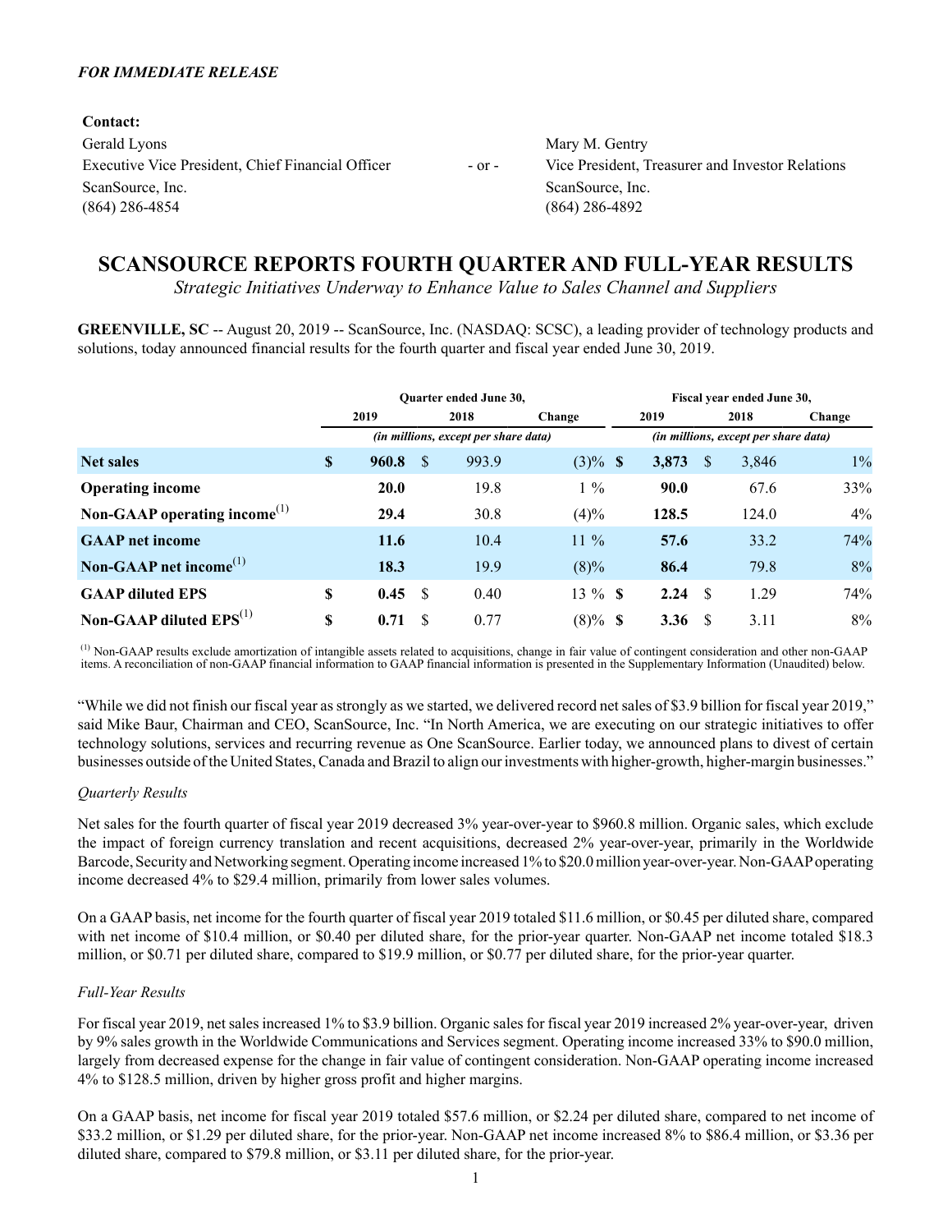***FOR IMMEDIATE RELEASE***

**Contact:**

| | | |
|---|---|---|
| Gerald Lyons | - or - | Mary M. Gentry |
| Executive Vice President, Chief Financial Officer | | Vice President, Treasurer and Investor Relations |
| ScanSource, Inc. | | ScanSource, Inc. |
| (864) 286-4854 | | (864) 286-4892 |

# SCANSOURCE REPORTS FOURTH QUARTER AND FULL-YEAR RESULTS

*Strategic Initiatives Underway to Enhance Value to Sales Channel and Suppliers*

**GREENVILLE, SC** -- August 20, 2019 -- ScanSource, Inc. (NASDAQ: SCSC), a leading provider of technology products and solutions, today announced financial results for the fourth quarter and fiscal year ended June 30, 2019.

| | Quarter ended June 30, | | | Fiscal year ended June 30, | | |
|---|---|---|---|---|---|---|
| | 2019 | 2018 | Change | 2019 | 2018 | Change |
| | *(in millions, except per share data)* | | | *(in millions, except per share data)* | | |
| **Net sales** | **$ 960.8** | $ 993.9 | (3)% | **$ 3,873** | $ 3,846 | 1% |
| **Operating income** | **20.0** | 19.8 | 1 % | **90.0** | 67.6 | 33% |
| **Non-GAAP operating income**[1] | **29.4** | 30.8 | (4)% | **128.5** | 124.0 | 4% |
| **GAAP net income** | **11.6** | 10.4 | 11 % | **57.6** | 33.2 | 74% |
| **Non-GAAP net income**[1] | **18.3** | 19.9 | (8)% | **86.4** | 79.8 | 8% |
| **GAAP diluted EPS** | **$ 0.45** | $ 0.40 | 13 % | **$ 2.24** | $ 1.29 | 74% |
| **Non-GAAP diluted EPS**[1] | **$ 0.71** | $ 0.77 | (8)% | **$ 3.36** | $ 3.11 | 8% |

[1] Non-GAAP results exclude amortization of intangible assets related to acquisitions, change in fair value of contingent consideration and other non-GAAP items. A reconciliation of non-GAAP financial information to GAAP financial information is presented in the Supplementary Information (Unaudited) below.

"While we did not finish our fiscal year as strongly as we started, we delivered record net sales of $3.9 billion for fiscal year 2019," said Mike Baur, Chairman and CEO, ScanSource, Inc. "In North America, we are executing on our strategic initiatives to offer technology solutions, services and recurring revenue as One ScanSource. Earlier today, we announced plans to divest of certain businesses outside of the United States, Canada and Brazil to align our investments with higher-growth, higher-margin businesses."

*Quarterly Results*

Net sales for the fourth quarter of fiscal year 2019 decreased 3% year-over-year to $960.8 million. Organic sales, which exclude the impact of foreign currency translation and recent acquisitions, decreased 2% year-over-year, primarily in the Worldwide Barcode, Security and Networking segment. Operating income increased 1% to $20.0 million year-over-year. Non-GAAP operating income decreased 4% to $29.4 million, primarily from lower sales volumes.

On a GAAP basis, net income for the fourth quarter of fiscal year 2019 totaled $11.6 million, or $0.45 per diluted share, compared with net income of $10.4 million, or $0.40 per diluted share, for the prior-year quarter. Non-GAAP net income totaled $18.3 million, or $0.71 per diluted share, compared to $19.9 million, or $0.77 per diluted share, for the prior-year quarter.

*Full-Year Results*

For fiscal year 2019, net sales increased 1% to $3.9 billion. Organic sales for fiscal year 2019 increased 2% year-over-year, driven by 9% sales growth in the Worldwide Communications and Services segment. Operating income increased 33% to $90.0 million, largely from decreased expense for the change in fair value of contingent consideration. Non-GAAP operating income increased 4% to $128.5 million, driven by higher gross profit and higher margins.

On a GAAP basis, net income for fiscal year 2019 totaled $57.6 million, or $2.24 per diluted share, compared to net income of $33.2 million, or $1.29 per diluted share, for the prior-year. Non-GAAP net income increased 8% to $86.4 million, or $3.36 per diluted share, compared to $79.8 million, or $3.11 per diluted share, for the prior-year.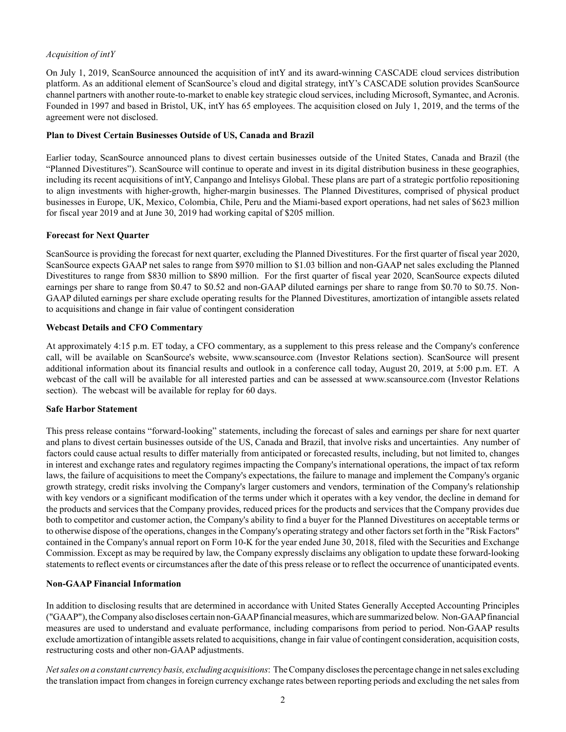*Acquisition of intY*

On July 1, 2019, ScanSource announced the acquisition of intY and its award-winning CASCADE cloud services distribution platform. As an additional element of ScanSource's cloud and digital strategy, intY's CASCADE solution provides ScanSource channel partners with another route-to-market to enable key strategic cloud services, including Microsoft, Symantec, and Acronis. Founded in 1997 and based in Bristol, UK, intY has 65 employees. The acquisition closed on July 1, 2019, and the terms of the agreement were not disclosed.

**Plan to Divest Certain Businesses Outside of US, Canada and Brazil**

Earlier today, ScanSource announced plans to divest certain businesses outside of the United States, Canada and Brazil (the "Planned Divestitures"). ScanSource will continue to operate and invest in its digital distribution business in these geographies, including its recent acquisitions of intY, Canpango and Intelisys Global. These plans are part of a strategic portfolio repositioning to align investments with higher-growth, higher-margin businesses. The Planned Divestitures, comprised of physical product businesses in Europe, UK, Mexico, Colombia, Chile, Peru and the Miami-based export operations, had net sales of $623 million for fiscal year 2019 and at June 30, 2019 had working capital of $205 million.

**Forecast for Next Quarter**

ScanSource is providing the forecast for next quarter, excluding the Planned Divestitures. For the first quarter of fiscal year 2020, ScanSource expects GAAP net sales to range from $970 million to $1.03 billion and non-GAAP net sales excluding the Planned Divestitures to range from $830 million to $890 million. For the first quarter of fiscal year 2020, ScanSource expects diluted earnings per share to range from $0.47 to $0.52 and non-GAAP diluted earnings per share to range from $0.70 to $0.75. Non-GAAP diluted earnings per share exclude operating results for the Planned Divestitures, amortization of intangible assets related to acquisitions and change in fair value of contingent consideration

**Webcast Details and CFO Commentary**

At approximately 4:15 p.m. ET today, a CFO commentary, as a supplement to this press release and the Company's conference call, will be available on ScanSource's website, www.scansource.com (Investor Relations section). ScanSource will present additional information about its financial results and outlook in a conference call today, August 20, 2019, at 5:00 p.m. ET. A webcast of the call will be available for all interested parties and can be assessed at www.scansource.com (Investor Relations section). The webcast will be available for replay for 60 days.

**Safe Harbor Statement**

This press release contains "forward-looking" statements, including the forecast of sales and earnings per share for next quarter and plans to divest certain businesses outside of the US, Canada and Brazil, that involve risks and uncertainties. Any number of factors could cause actual results to differ materially from anticipated or forecasted results, including, but not limited to, changes in interest and exchange rates and regulatory regimes impacting the Company's international operations, the impact of tax reform laws, the failure of acquisitions to meet the Company's expectations, the failure to manage and implement the Company's organic growth strategy, credit risks involving the Company's larger customers and vendors, termination of the Company's relationship with key vendors or a significant modification of the terms under which it operates with a key vendor, the decline in demand for the products and services that the Company provides, reduced prices for the products and services that the Company provides due both to competitor and customer action, the Company's ability to find a buyer for the Planned Divestitures on acceptable terms or to otherwise dispose of the operations, changes in the Company's operating strategy and other factors set forth in the "Risk Factors" contained in the Company's annual report on Form 10-K for the year ended June 30, 2018, filed with the Securities and Exchange Commission. Except as may be required by law, the Company expressly disclaims any obligation to update these forward-looking statements to reflect events or circumstances after the date of this press release or to reflect the occurrence of unanticipated events.

**Non-GAAP Financial Information**

In addition to disclosing results that are determined in accordance with United States Generally Accepted Accounting Principles ("GAAP"), the Company also discloses certain non-GAAP financial measures, which are summarized below. Non-GAAP financial measures are used to understand and evaluate performance, including comparisons from period to period. Non-GAAP results exclude amortization of intangible assets related to acquisitions, change in fair value of contingent consideration, acquisition costs, restructuring costs and other non-GAAP adjustments.

*Net sales on a constant currency basis, excluding acquisitions*: The Company discloses the percentage change in net sales excluding the translation impact from changes in foreign currency exchange rates between reporting periods and excluding the net sales from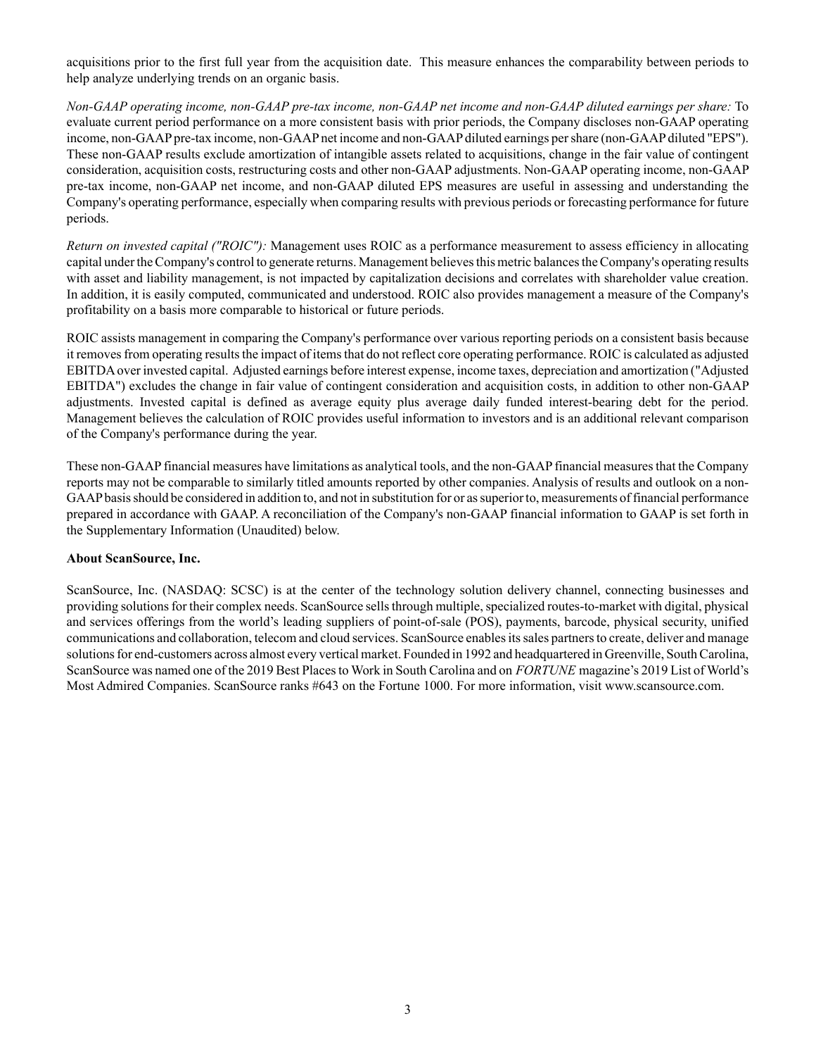acquisitions prior to the first full year from the acquisition date. This measure enhances the comparability between periods to help analyze underlying trends on an organic basis.

*Non-GAAP operating income, non-GAAP pre-tax income, non-GAAP net income and non-GAAP diluted earnings per share:* To evaluate current period performance on a more consistent basis with prior periods, the Company discloses non-GAAP operating income, non-GAAP pre-tax income, non-GAAP net income and non-GAAP diluted earnings per share (non-GAAP diluted "EPS"). These non-GAAP results exclude amortization of intangible assets related to acquisitions, change in the fair value of contingent consideration, acquisition costs, restructuring costs and other non-GAAP adjustments. Non-GAAP operating income, non-GAAP pre-tax income, non-GAAP net income, and non-GAAP diluted EPS measures are useful in assessing and understanding the Company's operating performance, especially when comparing results with previous periods or forecasting performance for future periods.

*Return on invested capital ("ROIC"):* Management uses ROIC as a performance measurement to assess efficiency in allocating capital under the Company's control to generate returns. Management believes this metric balances the Company's operating results with asset and liability management, is not impacted by capitalization decisions and correlates with shareholder value creation. In addition, it is easily computed, communicated and understood. ROIC also provides management a measure of the Company's profitability on a basis more comparable to historical or future periods.

ROIC assists management in comparing the Company's performance over various reporting periods on a consistent basis because it removes from operating results the impact of items that do not reflect core operating performance. ROIC is calculated as adjusted EBITDA over invested capital. Adjusted earnings before interest expense, income taxes, depreciation and amortization ("Adjusted EBITDA") excludes the change in fair value of contingent consideration and acquisition costs, in addition to other non-GAAP adjustments. Invested capital is defined as average equity plus average daily funded interest-bearing debt for the period. Management believes the calculation of ROIC provides useful information to investors and is an additional relevant comparison of the Company's performance during the year.

These non-GAAP financial measures have limitations as analytical tools, and the non-GAAP financial measures that the Company reports may not be comparable to similarly titled amounts reported by other companies. Analysis of results and outlook on a non-GAAP basis should be considered in addition to, and not in substitution for or as superior to, measurements of financial performance prepared in accordance with GAAP. A reconciliation of the Company's non-GAAP financial information to GAAP is set forth in the Supplementary Information (Unaudited) below.

**About ScanSource, Inc.**

ScanSource, Inc. (NASDAQ: SCSC) is at the center of the technology solution delivery channel, connecting businesses and providing solutions for their complex needs. ScanSource sells through multiple, specialized routes-to-market with digital, physical and services offerings from the world's leading suppliers of point-of-sale (POS), payments, barcode, physical security, unified communications and collaboration, telecom and cloud services. ScanSource enables its sales partners to create, deliver and manage solutions for end-customers across almost every vertical market. Founded in 1992 and headquartered in Greenville, South Carolina, ScanSource was named one of the 2019 Best Places to Work in South Carolina and on *FORTUNE* magazine's 2019 List of World's Most Admired Companies. ScanSource ranks #643 on the Fortune 1000. For more information, visit www.scansource.com.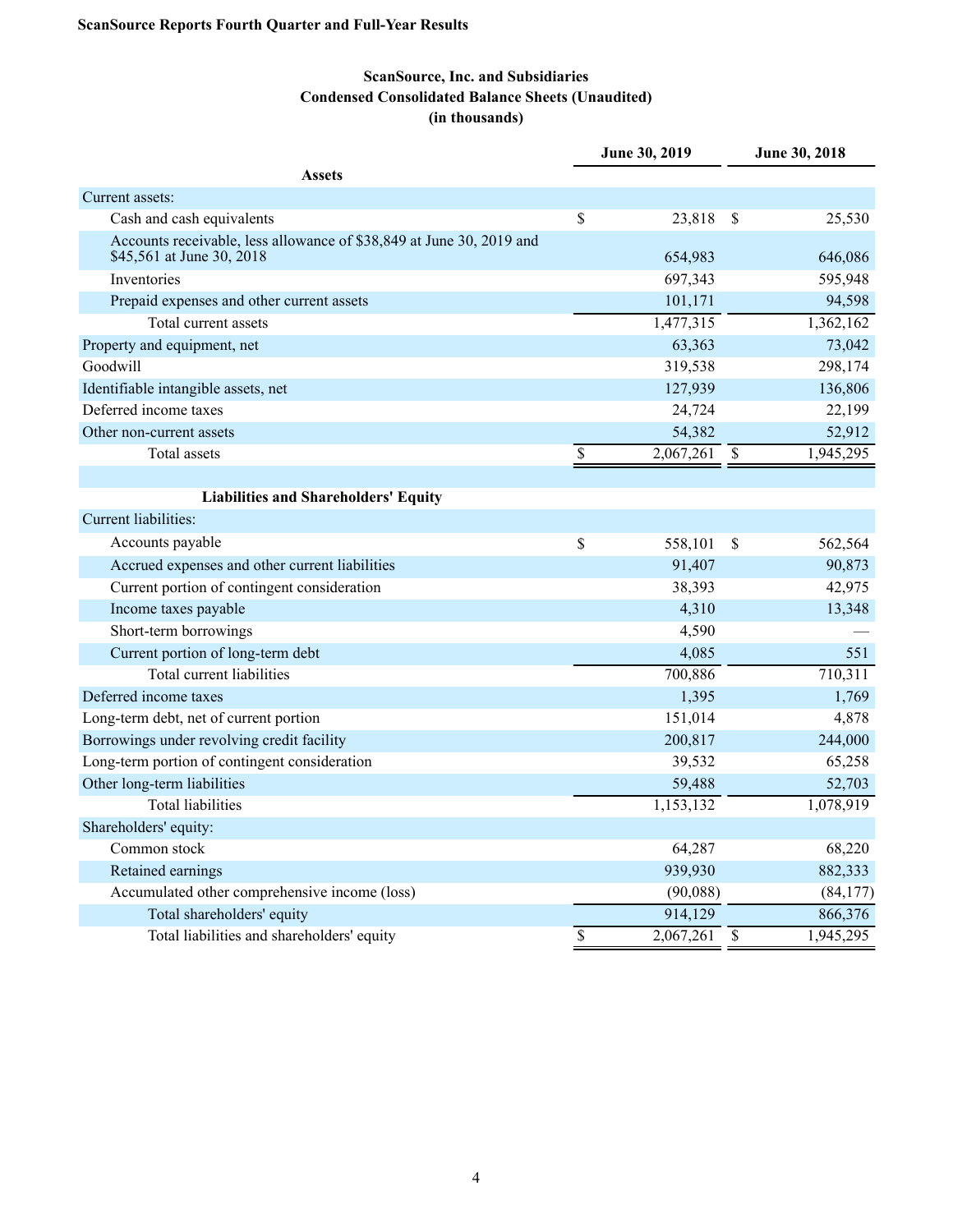**ScanSource Reports Fourth Quarter and Full-Year Results**

## ScanSource, Inc. and Subsidiaries
## Condensed Consolidated Balance Sheets (Unaudited)
## (in thousands)

| | June 30, 2019 | June 30, 2018 |
|---|---|---|
| **Assets** | | |
| Current assets: | | |
| Cash and cash equivalents | $ 23,818 | $ 25,530 |
| Accounts receivable, less allowance of $38,849 at June 30, 2019 and $45,561 at June 30, 2018 | 654,983 | 646,086 |
| Inventories | 697,343 | 595,948 |
| Prepaid expenses and other current assets | 101,171 | 94,598 |
| Total current assets | 1,477,315 | 1,362,162 |
| Property and equipment, net | 63,363 | 73,042 |
| Goodwill | 319,538 | 298,174 |
| Identifiable intangible assets, net | 127,939 | 136,806 |
| Deferred income taxes | 24,724 | 22,199 |
| Other non-current assets | 54,382 | 52,912 |
| Total assets | $ 2,067,261 | $ 1,945,295 |
| | | |
| **Liabilities and Shareholders' Equity** | | |
| Current liabilities: | | |
| Accounts payable | $ 558,101 | $ 562,564 |
| Accrued expenses and other current liabilities | 91,407 | 90,873 |
| Current portion of contingent consideration | 38,393 | 42,975 |
| Income taxes payable | 4,310 | 13,348 |
| Short-term borrowings | 4,590 | — |
| Current portion of long-term debt | 4,085 | 551 |
| Total current liabilities | 700,886 | 710,311 |
| Deferred income taxes | 1,395 | 1,769 |
| Long-term debt, net of current portion | 151,014 | 4,878 |
| Borrowings under revolving credit facility | 200,817 | 244,000 |
| Long-term portion of contingent consideration | 39,532 | 65,258 |
| Other long-term liabilities | 59,488 | 52,703 |
| Total liabilities | 1,153,132 | 1,078,919 |
| Shareholders' equity: | | |
| Common stock | 64,287 | 68,220 |
| Retained earnings | 939,930 | 882,333 |
| Accumulated other comprehensive income (loss) | (90,088) | (84,177) |
| Total shareholders' equity | 914,129 | 866,376 |
| Total liabilities and shareholders' equity | $ 2,067,261 | $ 1,945,295 |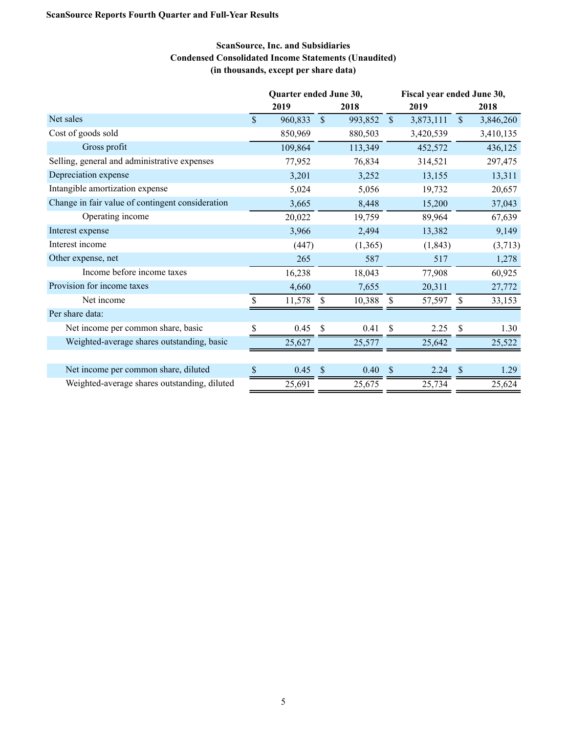ScanSource Reports Fourth Quarter and Full-Year Results

## ScanSource, Inc. and Subsidiaries
## Condensed Consolidated Income Statements (Unaudited)
## (in thousands, except per share data)

| | Quarter ended June 30, | | Fiscal year ended June 30, | |
|---|---|---|---|---|
| | 2019 | 2018 | 2019 | 2018 |
| Net sales | $ 960,833 | $ 993,852 | $ 3,873,111 | $ 3,846,260 |
| Cost of goods sold | 850,969 | 880,503 | 3,420,539 | 3,410,135 |
| Gross profit | 109,864 | 113,349 | 452,572 | 436,125 |
| Selling, general and administrative expenses | 77,952 | 76,834 | 314,521 | 297,475 |
| Depreciation expense | 3,201 | 3,252 | 13,155 | 13,311 |
| Intangible amortization expense | 5,024 | 5,056 | 19,732 | 20,657 |
| Change in fair value of contingent consideration | 3,665 | 8,448 | 15,200 | 37,043 |
| Operating income | 20,022 | 19,759 | 89,964 | 67,639 |
| Interest expense | 3,966 | 2,494 | 13,382 | 9,149 |
| Interest income | (447) | (1,365) | (1,843) | (3,713) |
| Other expense, net | 265 | 587 | 517 | 1,278 |
| Income before income taxes | 16,238 | 18,043 | 77,908 | 60,925 |
| Provision for income taxes | 4,660 | 7,655 | 20,311 | 27,772 |
| Net income | $ 11,578 | $ 10,388 | $ 57,597 | $ 33,153 |
| Per share data: | | | | |
| Net income per common share, basic | $ 0.45 | $ 0.41 | $ 2.25 | $ 1.30 |
| Weighted-average shares outstanding, basic | 25,627 | 25,577 | 25,642 | 25,522 |
| | | | | |
| Net income per common share, diluted | $ 0.45 | $ 0.40 | $ 2.24 | $ 1.29 |
| Weighted-average shares outstanding, diluted | 25,691 | 25,675 | 25,734 | 25,624 |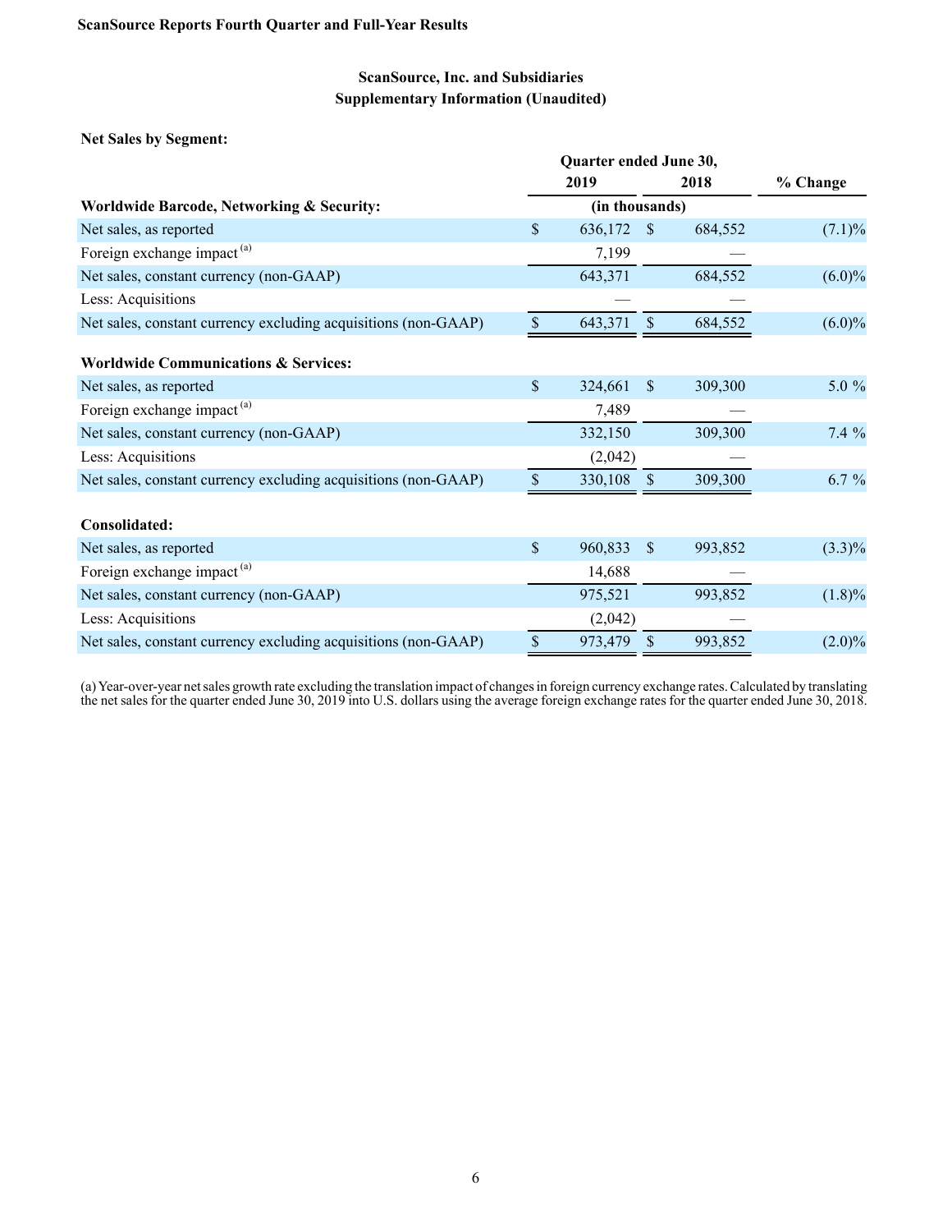## ScanSource, Inc. and Subsidiaries
## Supplementary Information (Unaudited)

**Net Sales by Segment:**

| | Quarter ended June 30, | | |
|---|---|---|---|
| | 2019 | 2018 | % Change |
| **Worldwide Barcode, Networking & Security:** | (in thousands) | | |
| Net sales, as reported | $ 636,172 | $ 684,552 | (7.1)% |
| Foreign exchange impact [(a)] | 7,199 | — | |
| Net sales, constant currency (non-GAAP) | 643,371 | 684,552 | (6.0)% |
| Less: Acquisitions | — | — | |
| Net sales, constant currency excluding acquisitions (non-GAAP) | $ 643,371 | $ 684,552 | (6.0)% |
| **Worldwide Communications & Services:** | | | |
| Net sales, as reported | $ 324,661 | $ 309,300 | 5.0 % |
| Foreign exchange impact [(a)] | 7,489 | — | |
| Net sales, constant currency (non-GAAP) | 332,150 | 309,300 | 7.4 % |
| Less: Acquisitions | (2,042) | — | |
| Net sales, constant currency excluding acquisitions (non-GAAP) | $ 330,108 | $ 309,300 | 6.7 % |
| **Consolidated:** | | | |
| Net sales, as reported | $ 960,833 | $ 993,852 | (3.3)% |
| Foreign exchange impact [(a)] | 14,688 | — | |
| Net sales, constant currency (non-GAAP) | 975,521 | 993,852 | (1.8)% |
| Less: Acquisitions | (2,042) | — | |
| Net sales, constant currency excluding acquisitions (non-GAAP) | $ 973,479 | $ 993,852 | (2.0)% |

(a) Year-over-year net sales growth rate excluding the translation impact of changes in foreign currency exchange rates. Calculated by translating the net sales for the quarter ended June 30, 2019 into U.S. dollars using the average foreign exchange rates for the quarter ended June 30, 2018.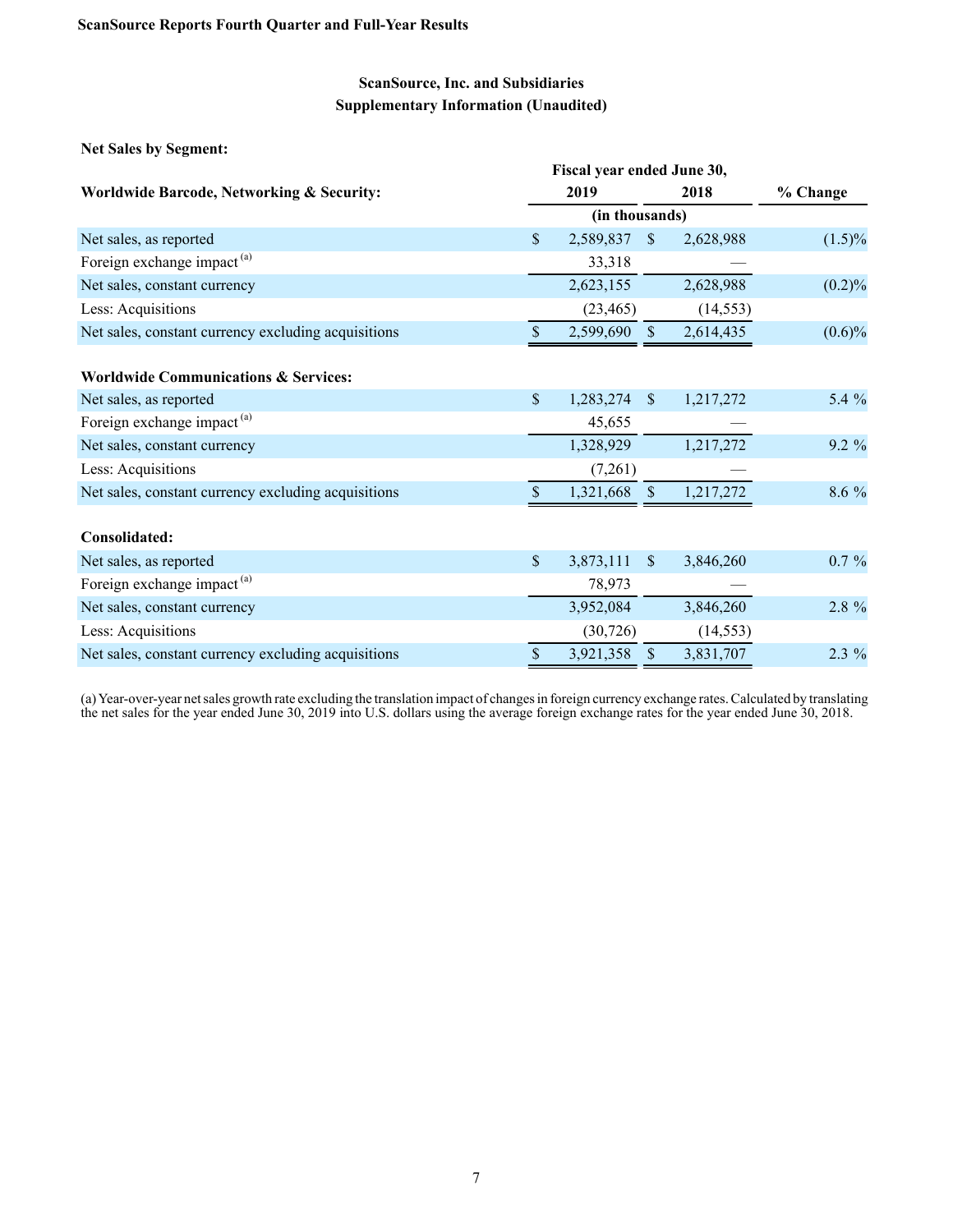## ScanSource, Inc. and Subsidiaries
## Supplementary Information (Unaudited)

**Net Sales by Segment:**

| | Fiscal year ended June 30, | | |
|---|---|---|---|
| **Worldwide Barcode, Networking & Security:** | **2019** | **2018** | **% Change** |
| | (in thousands) | | |
| Net sales, as reported | $ 2,589,837 | $ 2,628,988 | (1.5)% |
| Foreign exchange impact [(a)] | 33,318 | — | |
| Net sales, constant currency | 2,623,155 | 2,628,988 | (0.2)% |
| Less: Acquisitions | (23,465) | (14,553) | |
| Net sales, constant currency excluding acquisitions | $ 2,599,690 | $ 2,614,435 | (0.6)% |
| | | | |
| **Worldwide Communications & Services:** | | | |
| Net sales, as reported | $ 1,283,274 | $ 1,217,272 | 5.4 % |
| Foreign exchange impact [(a)] | 45,655 | — | |
| Net sales, constant currency | 1,328,929 | 1,217,272 | 9.2 % |
| Less: Acquisitions | (7,261) | — | |
| Net sales, constant currency excluding acquisitions | $ 1,321,668 | $ 1,217,272 | 8.6 % |
| | | | |
| **Consolidated:** | | | |
| Net sales, as reported | $ 3,873,111 | $ 3,846,260 | 0.7 % |
| Foreign exchange impact [(a)] | 78,973 | — | |
| Net sales, constant currency | 3,952,084 | 3,846,260 | 2.8 % |
| Less: Acquisitions | (30,726) | (14,553) | |
| Net sales, constant currency excluding acquisitions | $ 3,921,358 | $ 3,831,707 | 2.3 % |

(a) Year-over-year net sales growth rate excluding the translation impact of changes in foreign currency exchange rates. Calculated by translating the net sales for the year ended June 30, 2019 into U.S. dollars using the average foreign exchange rates for the year ended June 30, 2018.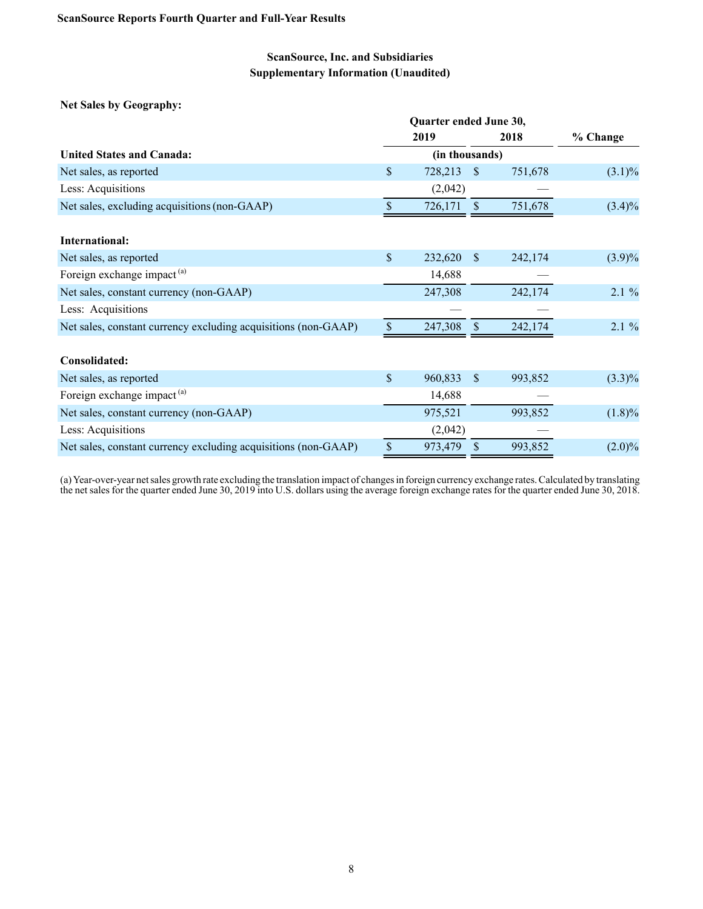**ScanSource Reports Fourth Quarter and Full-Year Results**

**ScanSource, Inc. and Subsidiaries**
**Supplementary Information (Unaudited)**

**Net Sales by Geography:**

| | Quarter ended June 30, 2019 | Quarter ended June 30, 2018 | % Change |
|---|---|---|---|
| | (in thousands) | | |
| **United States and Canada:** | | | |
| Net sales, as reported | $ 728,213 | $ 751,678 | (3.1)% |
| Less: Acquisitions | (2,042) | — | |
| Net sales, excluding acquisitions (non-GAAP) | $ 726,171 | $ 751,678 | (3.4)% |
| **International:** | | | |
| Net sales, as reported | $ 232,620 | $ 242,174 | (3.9)% |
| Foreign exchange impact [(a)] | 14,688 | — | |
| Net sales, constant currency (non-GAAP) | 247,308 | 242,174 | 2.1 % |
| Less: Acquisitions | — | — | |
| Net sales, constant currency excluding acquisitions (non-GAAP) | $ 247,308 | $ 242,174 | 2.1 % |
| **Consolidated:** | | | |
| Net sales, as reported | $ 960,833 | $ 993,852 | (3.3)% |
| Foreign exchange impact [(a)] | 14,688 | — | |
| Net sales, constant currency (non-GAAP) | 975,521 | 993,852 | (1.8)% |
| Less: Acquisitions | (2,042) | — | |
| Net sales, constant currency excluding acquisitions (non-GAAP) | $ 973,479 | $ 993,852 | (2.0)% |

(a) Year-over-year net sales growth rate excluding the translation impact of changes in foreign currency exchange rates. Calculated by translating the net sales for the quarter ended June 30, 2019 into U.S. dollars using the average foreign exchange rates for the quarter ended June 30, 2018.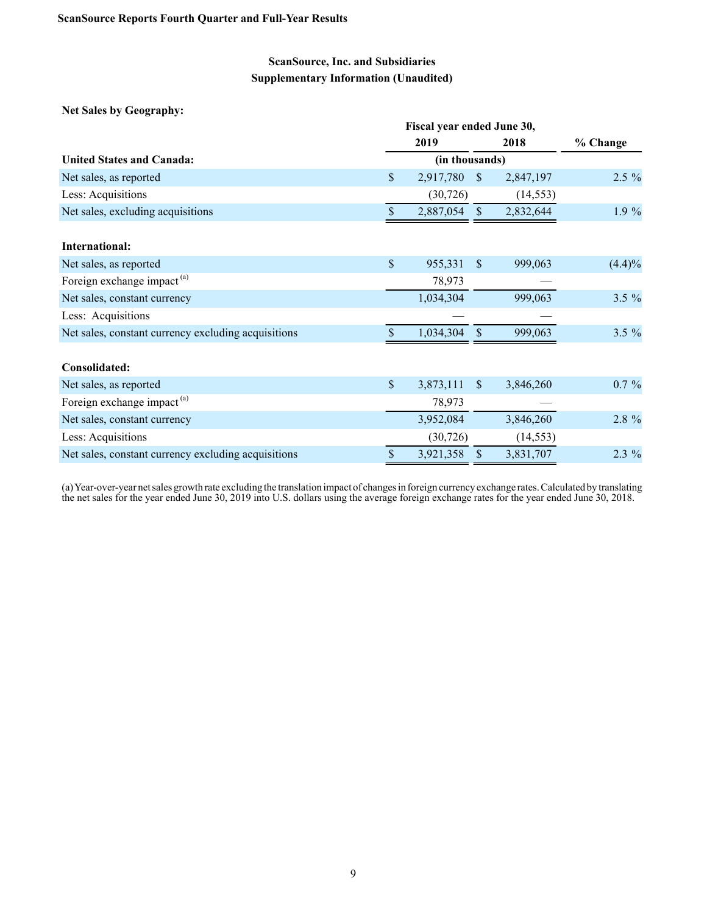ScanSource, Inc. and Subsidiaries
Supplementary Information (Unaudited)

**Net Sales by Geography:**

| | Fiscal year ended June 30, | | |
|---|---|---|---|
| | 2019 | 2018 | % Change |
| **United States and Canada:** | (in thousands) | | |
| Net sales, as reported | $ 2,917,780 | $ 2,847,197 | 2.5 % |
| Less: Acquisitions | (30,726) | (14,553) | |
| Net sales, excluding acquisitions | $ 2,887,054 | $ 2,832,644 | 1.9 % |
| | | | |
| **International:** | | | |
| Net sales, as reported | $ 955,331 | $ 999,063 | (4.4)% |
| Foreign exchange impact [(a)] | 78,973 | — | |
| Net sales, constant currency | 1,034,304 | 999,063 | 3.5 % |
| Less: Acquisitions | — | — | |
| Net sales, constant currency excluding acquisitions | $ 1,034,304 | $ 999,063 | 3.5 % |
| | | | |
| **Consolidated:** | | | |
| Net sales, as reported | $ 3,873,111 | $ 3,846,260 | 0.7 % |
| Foreign exchange impact [(a)] | 78,973 | — | |
| Net sales, constant currency | 3,952,084 | 3,846,260 | 2.8 % |
| Less: Acquisitions | (30,726) | (14,553) | |
| Net sales, constant currency excluding acquisitions | $ 3,921,358 | $ 3,831,707 | 2.3 % |

(a) Year-over-year net sales growth rate excluding the translation impact of changes in foreign currency exchange rates. Calculated by translating the net sales for the year ended June 30, 2019 into U.S. dollars using the average foreign exchange rates for the year ended June 30, 2018.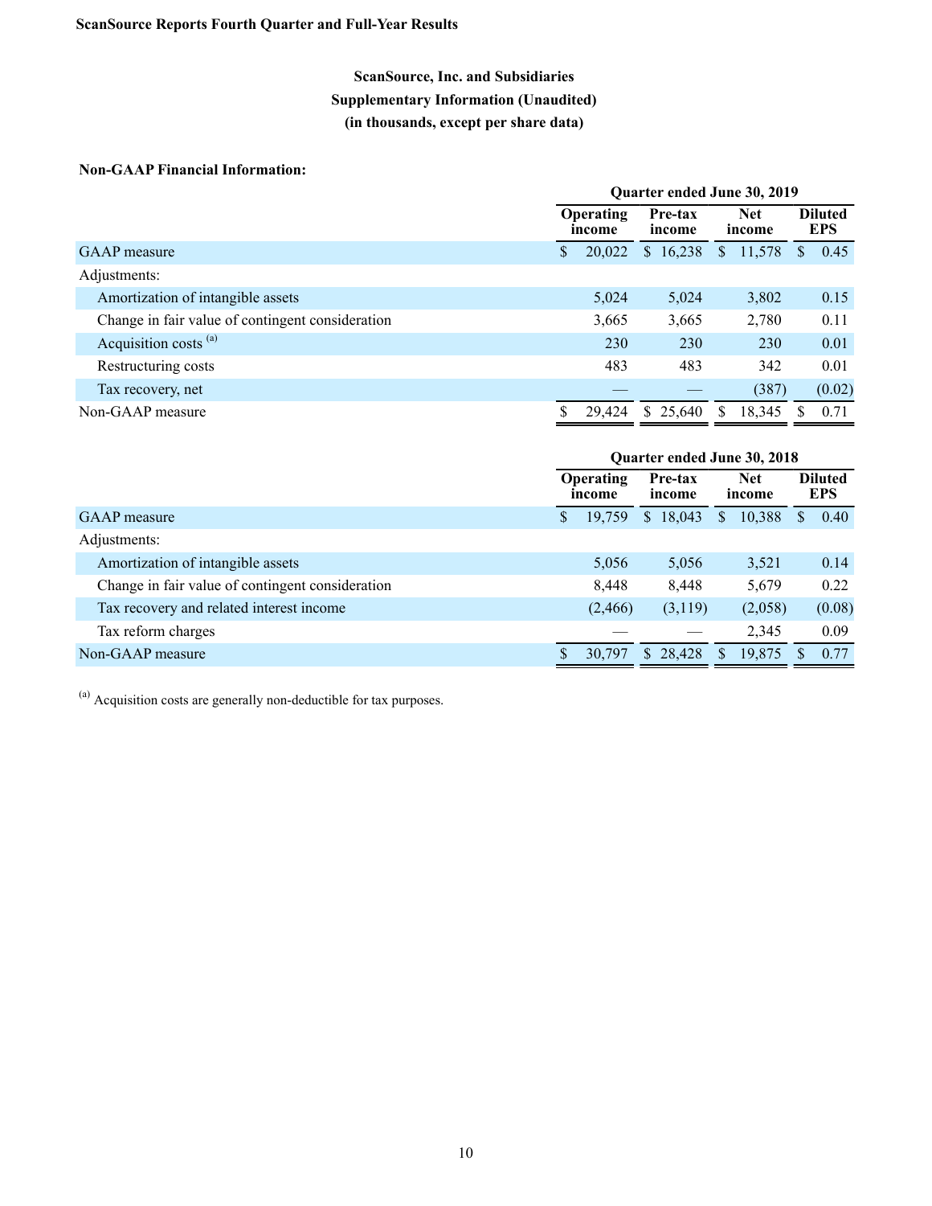ScanSource Reports Fourth Quarter and Full-Year Results

## ScanSource, Inc. and Subsidiaries
## Supplementary Information (Unaudited)
## (in thousands, except per share data)

**Non-GAAP Financial Information:**

| | Quarter ended June 30, 2019 | | | |
|---|---|---|---|---|
| | Operating income | Pre-tax income | Net income | Diluted EPS |
| GAAP measure | $ 20,022 | $ 16,238 | $ 11,578 | $ 0.45 |
| Adjustments: | | | | |
| Amortization of intangible assets | 5,024 | 5,024 | 3,802 | 0.15 |
| Change in fair value of contingent consideration | 3,665 | 3,665 | 2,780 | 0.11 |
| Acquisition costs [(a)] | 230 | 230 | 230 | 0.01 |
| Restructuring costs | 483 | 483 | 342 | 0.01 |
| Tax recovery, net | — | — | (387) | (0.02) |
| Non-GAAP measure | $ 29,424 | $ 25,640 | $ 18,345 | $ 0.71 |

| | Quarter ended June 30, 2018 | | | |
|---|---|---|---|---|
| | Operating income | Pre-tax income | Net income | Diluted EPS |
| GAAP measure | $ 19,759 | $ 18,043 | $ 10,388 | $ 0.40 |
| Adjustments: | | | | |
| Amortization of intangible assets | 5,056 | 5,056 | 3,521 | 0.14 |
| Change in fair value of contingent consideration | 8,448 | 8,448 | 5,679 | 0.22 |
| Tax recovery and related interest income | (2,466) | (3,119) | (2,058) | (0.08) |
| Tax reform charges | — | — | 2,345 | 0.09 |
| Non-GAAP measure | $ 30,797 | $ 28,428 | $ 19,875 | $ 0.77 |

[(a)] Acquisition costs are generally non-deductible for tax purposes.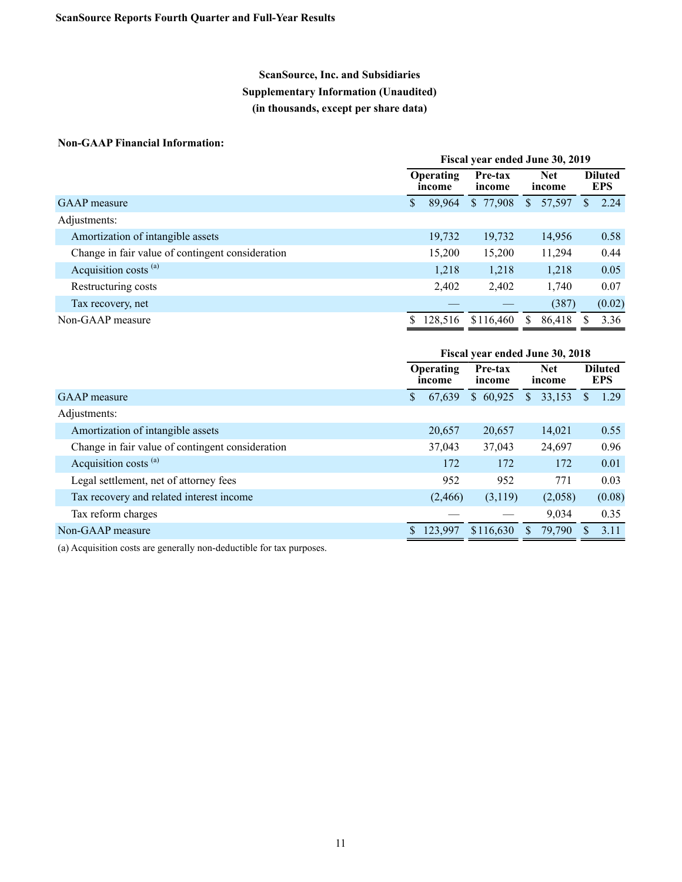**ScanSource Reports Fourth Quarter and Full-Year Results**

**ScanSource, Inc. and Subsidiaries**
**Supplementary Information (Unaudited)**
**(in thousands, except per share data)**

**Non-GAAP Financial Information:**

| | Fiscal year ended June 30, 2019 | | | |
|---|---|---|---|---|
| | Operating income | Pre-tax income | Net income | Diluted EPS |
| GAAP measure | $ 89,964 | $ 77,908 | $ 57,597 | $ 2.24 |
| Adjustments: | | | | |
| Amortization of intangible assets | 19,732 | 19,732 | 14,956 | 0.58 |
| Change in fair value of contingent consideration | 15,200 | 15,200 | 11,294 | 0.44 |
| Acquisition costs [(a)] | 1,218 | 1,218 | 1,218 | 0.05 |
| Restructuring costs | 2,402 | 2,402 | 1,740 | 0.07 |
| Tax recovery, net | — | — | (387) | (0.02) |
| Non-GAAP measure | $ 128,516 | $116,460 | $ 86,418 | $ 3.36 |

| | Fiscal year ended June 30, 2018 | | | |
|---|---|---|---|---|
| | Operating income | Pre-tax income | Net income | Diluted EPS |
| GAAP measure | $ 67,639 | $ 60,925 | $ 33,153 | $ 1.29 |
| Adjustments: | | | | |
| Amortization of intangible assets | 20,657 | 20,657 | 14,021 | 0.55 |
| Change in fair value of contingent consideration | 37,043 | 37,043 | 24,697 | 0.96 |
| Acquisition costs [(a)] | 172 | 172 | 172 | 0.01 |
| Legal settlement, net of attorney fees | 952 | 952 | 771 | 0.03 |
| Tax recovery and related interest income | (2,466) | (3,119) | (2,058) | (0.08) |
| Tax reform charges | — | — | 9,034 | 0.35 |
| Non-GAAP measure | $ 123,997 | $116,630 | $ 79,790 | $ 3.11 |

(a) Acquisition costs are generally non-deductible for tax purposes.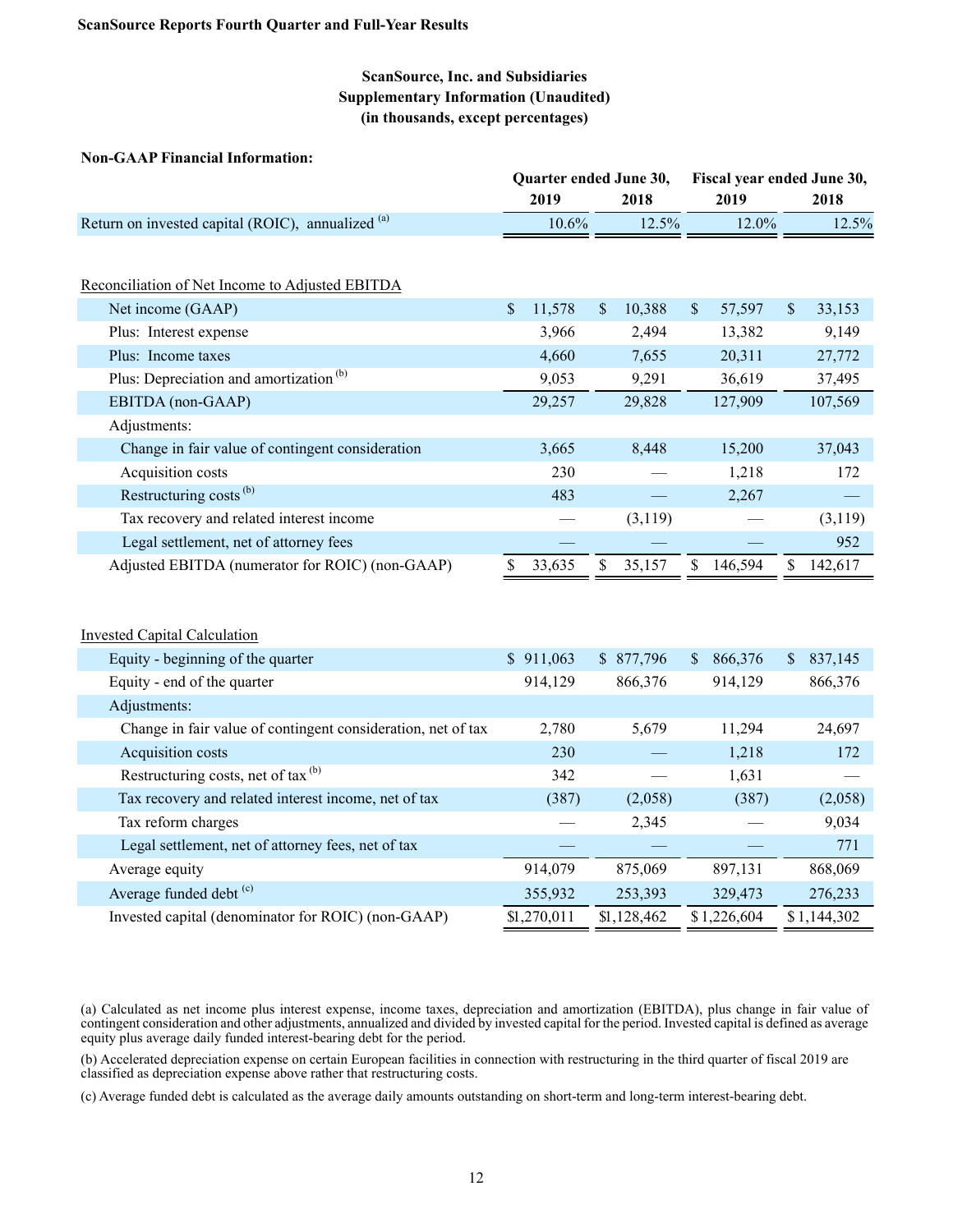**ScanSource Reports Fourth Quarter and Full-Year Results**

## ScanSource, Inc. and Subsidiaries
## Supplementary Information (Unaudited)
## (in thousands, except percentages)

**Non-GAAP Financial Information:**

| | Quarter ended June 30, | | Fiscal year ended June 30, | |
|---|---|---|---|---|
| | 2019 | 2018 | 2019 | 2018 |
| Return on invested capital (ROIC), annualized [(a)] | 10.6% | 12.5% | 12.0% | 12.5% |
| | | | | |
| Reconciliation of Net Income to Adjusted EBITDA | | | | |
| Net income (GAAP) | $ 11,578 | $ 10,388 | $ 57,597 | $ 33,153 |
| Plus: Interest expense | 3,966 | 2,494 | 13,382 | 9,149 |
| Plus: Income taxes | 4,660 | 7,655 | 20,311 | 27,772 |
| Plus: Depreciation and amortization [(b)] | 9,053 | 9,291 | 36,619 | 37,495 |
| EBITDA (non-GAAP) | 29,257 | 29,828 | 127,909 | 107,569 |
| Adjustments: | | | | |
| Change in fair value of contingent consideration | 3,665 | 8,448 | 15,200 | 37,043 |
| Acquisition costs | 230 | — | 1,218 | 172 |
| Restructuring costs [(b)] | 483 | — | 2,267 | — |
| Tax recovery and related interest income | — | (3,119) | — | (3,119) |
| Legal settlement, net of attorney fees | — | — | — | 952 |
| Adjusted EBITDA (numerator for ROIC) (non-GAAP) | $ 33,635 | $ 35,157 | $ 146,594 | $ 142,617 |
| | | | | |
| Invested Capital Calculation | | | | |
| Equity - beginning of the quarter | $ 911,063 | $ 877,796 | $ 866,376 | $ 837,145 |
| Equity - end of the quarter | 914,129 | 866,376 | 914,129 | 866,376 |
| Adjustments: | | | | |
| Change in fair value of contingent consideration, net of tax | 2,780 | 5,679 | 11,294 | 24,697 |
| Acquisition costs | 230 | — | 1,218 | 172 |
| Restructuring costs, net of tax [(b)] | 342 | — | 1,631 | — |
| Tax recovery and related interest income, net of tax | (387) | (2,058) | (387) | (2,058) |
| Tax reform charges | — | 2,345 | — | 9,034 |
| Legal settlement, net of attorney fees, net of tax | — | — | — | 771 |
| Average equity | 914,079 | 875,069 | 897,131 | 868,069 |
| Average funded debt [(c)] | 355,932 | 253,393 | 329,473 | 276,233 |
| Invested capital (denominator for ROIC) (non-GAAP) | $1,270,011 | $1,128,462 | $ 1,226,604 | $ 1,144,302 |

(a) Calculated as net income plus interest expense, income taxes, depreciation and amortization (EBITDA), plus change in fair value of contingent consideration and other adjustments, annualized and divided by invested capital for the period. Invested capital is defined as average equity plus average daily funded interest-bearing debt for the period.

(b) Accelerated depreciation expense on certain European facilities in connection with restructuring in the third quarter of fiscal 2019 are classified as depreciation expense above rather that restructuring costs.

(c) Average funded debt is calculated as the average daily amounts outstanding on short-term and long-term interest-bearing debt.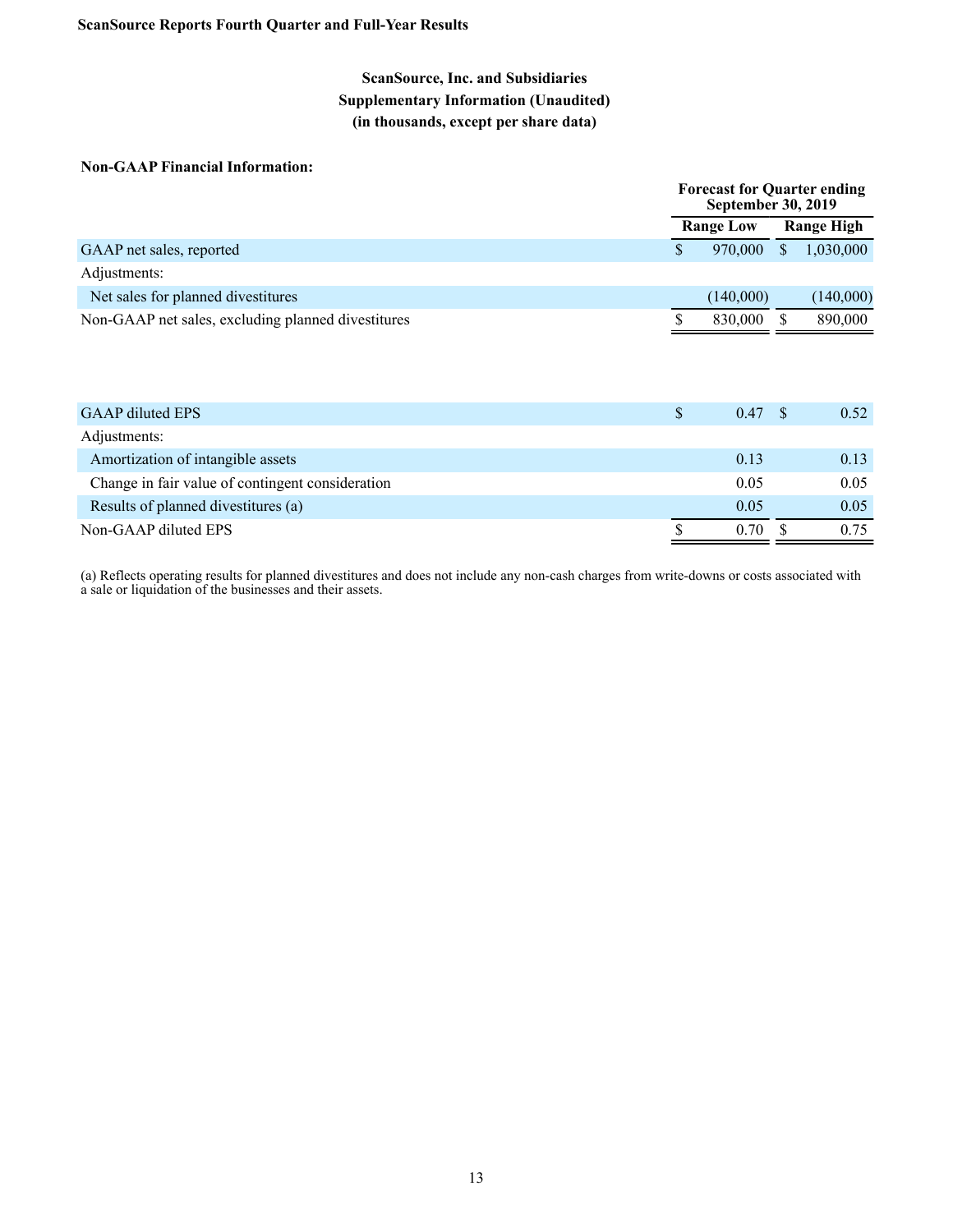**ScanSource, Inc. and Subsidiaries**
**Supplementary Information (Unaudited)**
**(in thousands, except per share data)**

**Non-GAAP Financial Information:**

| | Forecast for Quarter ending September 30, 2019 | |
|---|---|---|
| | Range Low | Range High |
| GAAP net sales, reported | $ 970,000 | $ 1,030,000 |
| Adjustments: | | |
| Net sales for planned divestitures | (140,000) | (140,000) |
| Non-GAAP net sales, excluding planned divestitures | $ 830,000 | $ 890,000 |

| | | |
|---|---|---|
| GAAP diluted EPS | $ 0.47 | $ 0.52 |
| Adjustments: | | |
| Amortization of intangible assets | 0.13 | 0.13 |
| Change in fair value of contingent consideration | 0.05 | 0.05 |
| Results of planned divestitures (a) | 0.05 | 0.05 |
| Non-GAAP diluted EPS | $ 0.70 | $ 0.75 |

(a) Reflects operating results for planned divestitures and does not include any non-cash charges from write-downs or costs associated with a sale or liquidation of the businesses and their assets.